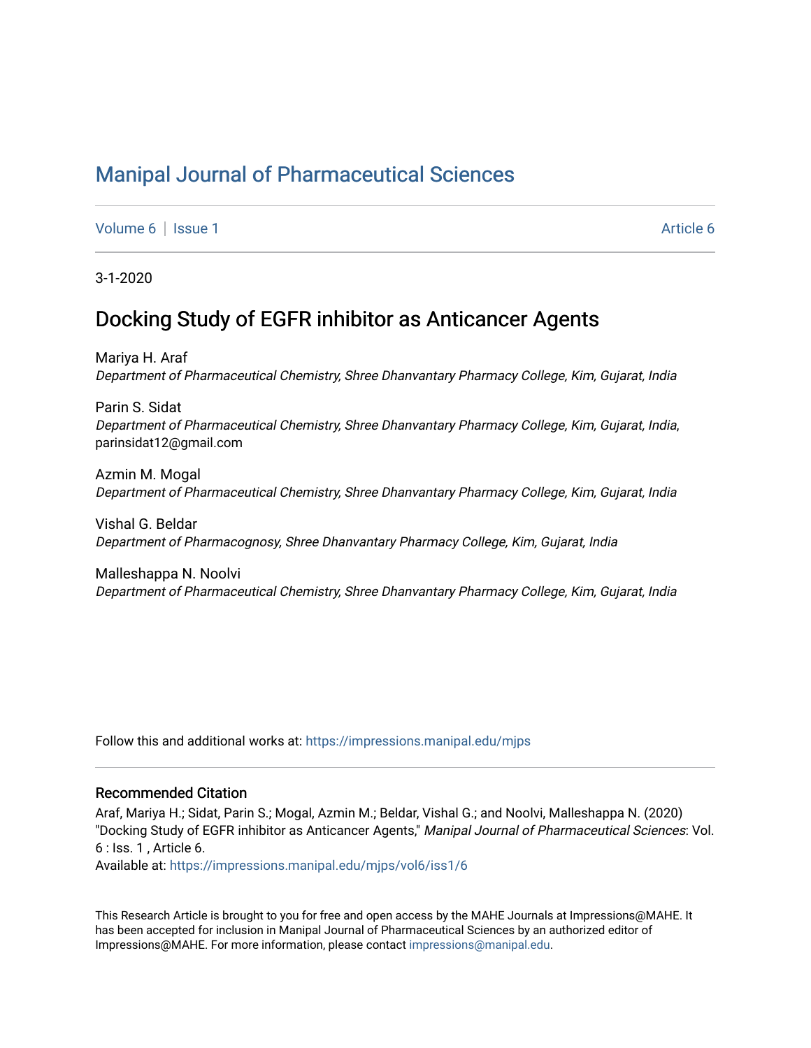# Manipal Journal of Pharmaceutical Sciences

Volume 6 | Issue 1 Article 6

3-1-2020

## Docking Study of EGFR inhibitor as Anticancer Agents

Mariya H. Araf
*Department of Pharmaceutical Chemistry, Shree Dhanvantary Pharmacy College, Kim, Gujarat, India*

Parin S. Sidat
*Department of Pharmaceutical Chemistry, Shree Dhanvantary Pharmacy College, Kim, Gujarat, India*, parinsidat12@gmail.com

Azmin M. Mogal
*Department of Pharmaceutical Chemistry, Shree Dhanvantary Pharmacy College, Kim, Gujarat, India*

Vishal G. Beldar
*Department of Pharmacognosy, Shree Dhanvantary Pharmacy College, Kim, Gujarat, India*

Malleshappa N. Noolvi
*Department of Pharmaceutical Chemistry, Shree Dhanvantary Pharmacy College, Kim, Gujarat, India*

Follow this and additional works at: https://impressions.manipal.edu/mjps

### Recommended Citation

Araf, Mariya H.; Sidat, Parin S.; Mogal, Azmin M.; Beldar, Vishal G.; and Noolvi, Malleshappa N. (2020) "Docking Study of EGFR inhibitor as Anticancer Agents," *Manipal Journal of Pharmaceutical Sciences*: Vol. 6 : Iss. 1 , Article 6.
Available at: https://impressions.manipal.edu/mjps/vol6/iss1/6

This Research Article is brought to you for free and open access by the MAHE Journals at Impressions@MAHE. It has been accepted for inclusion in Manipal Journal of Pharmaceutical Sciences by an authorized editor of Impressions@MAHE. For more information, please contact impressions@manipal.edu.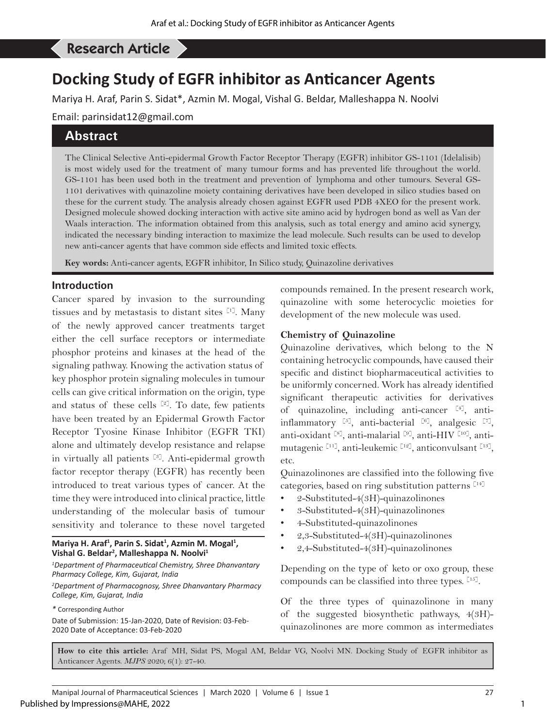Research Article

# Docking Study of EGFR inhibitor as Anticancer Agents

Mariya H. Araf, Parin S. Sidat*, Azmin M. Mogal, Vishal G. Beldar, Malleshappa N. Noolvi

Email: parinsidat12@gmail.com

## Abstract

The Clinical Selective Anti-epidermal Growth Factor Receptor Therapy (EGFR) inhibitor GS-1101 (Idelalisib) is most widely used for the treatment of many tumour forms and has prevented life throughout the world. GS-1101 has been used both in the treatment and prevention of lymphoma and other tumours. Several GS-1101 derivatives with quinazoline moiety containing derivatives have been developed in silico studies based on these for the current study. The analysis already chosen against EGFR used PDB 4XEO for the present work. Designed molecule showed docking interaction with active site amino acid by hydrogen bond as well as Van der Waals interaction. The information obtained from this analysis, such as total energy and amino acid synergy, indicated the necessary binding interaction to maximize the lead molecule. Such results can be used to develop new anti-cancer agents that have common side effects and limited toxic effects.

**Key words:** Anti-cancer agents, EGFR inhibitor, In Silico study, Quinazoline derivatives

## Introduction

Cancer spared by invasion to the surrounding tissues and by metastasis to distant sites [1]. Many of the newly approved cancer treatments target either the cell surface receptors or intermediate phosphor proteins and kinases at the head of the signaling pathway. Knowing the activation status of key phosphor protein signaling molecules in tumour cells can give critical information on the origin, type and status of these cells [2]. To date, few patients have been treated by an Epidermal Growth Factor Receptor Tyosine Kinase Inhibitor (EGFR TKI) alone and ultimately develop resistance and relapse in virtually all patients [3]. Anti-epidermal growth factor receptor therapy (EGFR) has recently been introduced to treat various types of cancer. At the time they were introduced into clinical practice, little understanding of the molecular basis of tumour sensitivity and tolerance to these novel targeted compounds remained. In the present research work, quinazoline with some heterocyclic moieties for development of the new molecule was used.

**Mariya H. Araf[1], Parin S. Sidat[1], Azmin M. Mogal[1], Vishal G. Beldar[2], Malleshappa N. Noolvi[1]**

*[1]Department of Pharmaceutical Chemistry, Shree Dhanvantary Pharmacy College, Kim, Gujarat, India*

*[2]Department of Pharmacognosy, Shree Dhanvantary Pharmacy College, Kim, Gujarat, India*

\* Corresponding Author

Date of Submission: 15-Jan-2020, Date of Revision: 03-Feb-2020 Date of Acceptance: 03-Feb-2020

### Chemistry of Quinazoline

Quinazoline derivatives, which belong to the N containing hetrocyclic compounds, have caused their specific and distinct biopharmaceutical activities to be uniformly concerned. Work has already identified significant therapeutic activities for derivatives of quinazoline, including anti-cancer [4], anti-inflammatory [5], anti-bacterial [6], analgesic [7], anti-oxidant [8], anti-malarial [9], anti-HIV [10], anti-mutagenic [11], anti-leukemic [12], anticonvulsant [13], etc.

Quinazolinones are classified into the following five categories, based on ring substitution patterns [14]

- 2-Substituted-4(3H)-quinazolinones
- 3-Substituted-4(3H)-quinazolinones
- 4-Substituted-quinazolinones
- 2,3-Substituted-4(3H)-quinazolinones
- 2,4-Substituted-4(3H)-quinazolinones

Depending on the type of keto or oxo group, these compounds can be classified into three types. [15].

Of the three types of quinazolinone in many of the suggested biosynthetic pathways, 4(3H)-quinazolinones are more common as intermediates

**How to cite this article:** Araf MH, Sidat PS, Mogal AM, Beldar VG, Noolvi MN. Docking Study of EGFR inhibitor as Anticancer Agents. *MJPS* 2020; 6(1): 27-40.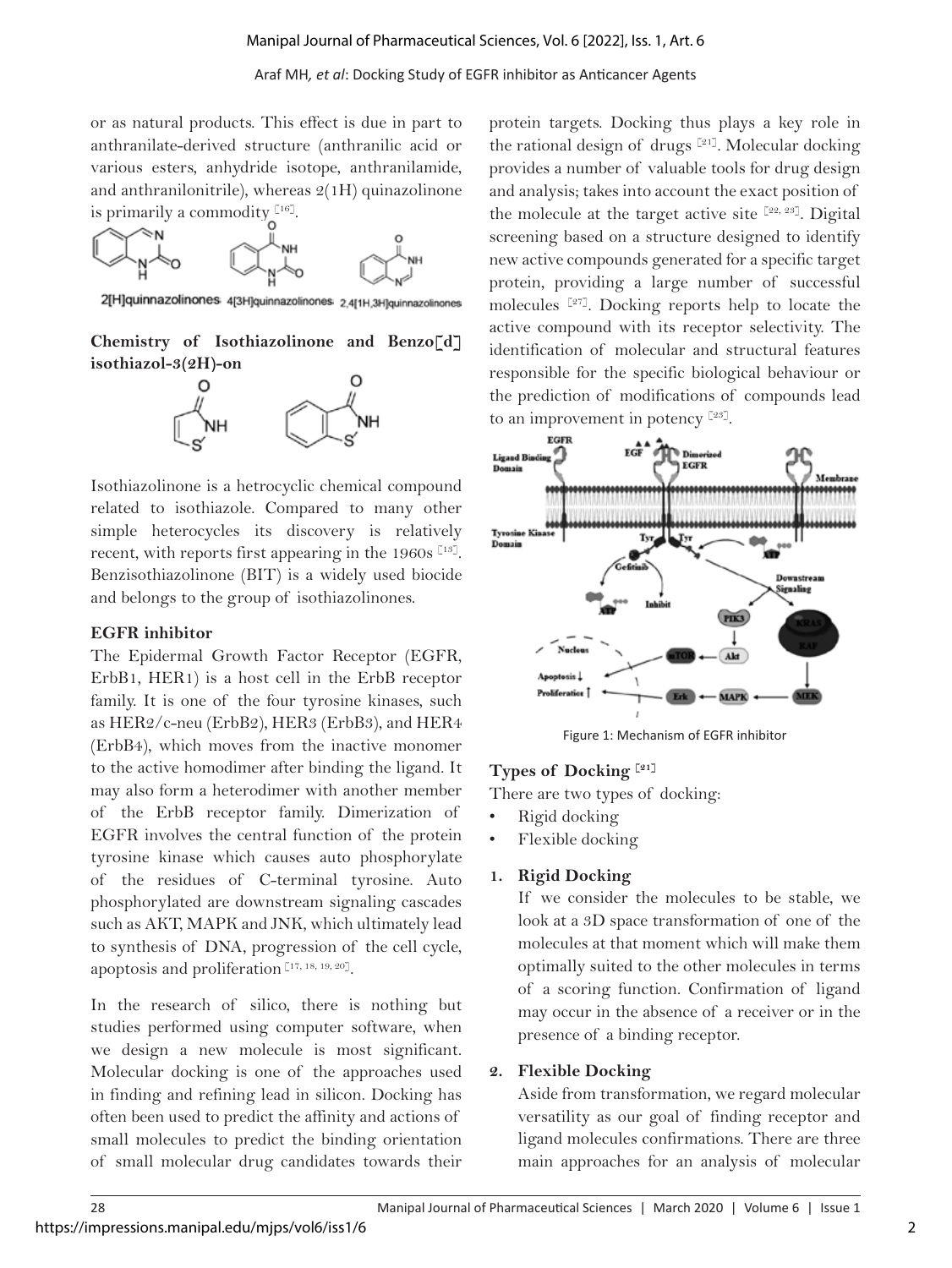or as natural products. This effect is due in part to anthranilate-derived structure (anthranilic acid or various esters, anhydride isotope, anthranilamide, and anthranilonitrile), whereas 2(1H) quinazolinone is primarily a commodity [16].

2[H]quinnazolinones 4[3H]quinnazolinones 2,4[1H,3H]quinnazolinones

### Chemistry of Isothiazolinone and Benzo[d] isothiazol-3(2H)-on

Isothiazolinone is a hetrocyclic chemical compound related to isothiazole. Compared to many other simple heterocycles its discovery is relatively recent, with reports first appearing in the 1960s [13]. Benzisothiazolinone (BIT) is a widely used biocide and belongs to the group of isothiazolinones.

### EGFR inhibitor

The Epidermal Growth Factor Receptor (EGFR, ErbB1, HER1) is a host cell in the ErbB receptor family. It is one of the four tyrosine kinases, such as HER2/c-neu (ErbB2), HER3 (ErbB3), and HER4 (ErbB4), which moves from the inactive monomer to the active homodimer after binding the ligand. It may also form a heterodimer with another member of the ErbB receptor family. Dimerization of EGFR involves the central function of the protein tyrosine kinase which causes auto phosphorylate of the residues of C-terminal tyrosine. Auto phosphorylated are downstream signaling cascades such as AKT, MAPK and JNK, which ultimately lead to synthesis of DNA, progression of the cell cycle, apoptosis and proliferation [17, 18, 19, 20].

In the research of silico, there is nothing but studies performed using computer software, when we design a new molecule is most significant. Molecular docking is one of the approaches used in finding and refining lead in silicon. Docking has often been used to predict the affinity and actions of small molecules to predict the binding orientation of small molecular drug candidates towards their protein targets. Docking thus plays a key role in the rational design of drugs [21]. Molecular docking provides a number of valuable tools for drug design and analysis; takes into account the exact position of the molecule at the target active site [22, 23]. Digital screening based on a structure designed to identify new active compounds generated for a specific target protein, providing a large number of successful molecules [27]. Docking reports help to locate the active compound with its receptor selectivity. The identification of molecular and structural features responsible for the specific biological behaviour or the prediction of modifications of compounds lead to an improvement in potency [23].

Figure 1: Mechanism of EGFR inhibitor

### Types of Docking [21]

There are two types of docking:

- Rigid docking
- Flexible docking

1. **Rigid Docking**

   If we consider the molecules to be stable, we look at a 3D space transformation of one of the molecules at that moment which will make them optimally suited to the other molecules in terms of a scoring function. Confirmation of ligand may occur in the absence of a receiver or in the presence of a binding receptor.

2. **Flexible Docking**

   Aside from transformation, we regard molecular versatility as our goal of finding receptor and ligand molecules confirmations. There are three main approaches for an analysis of molecular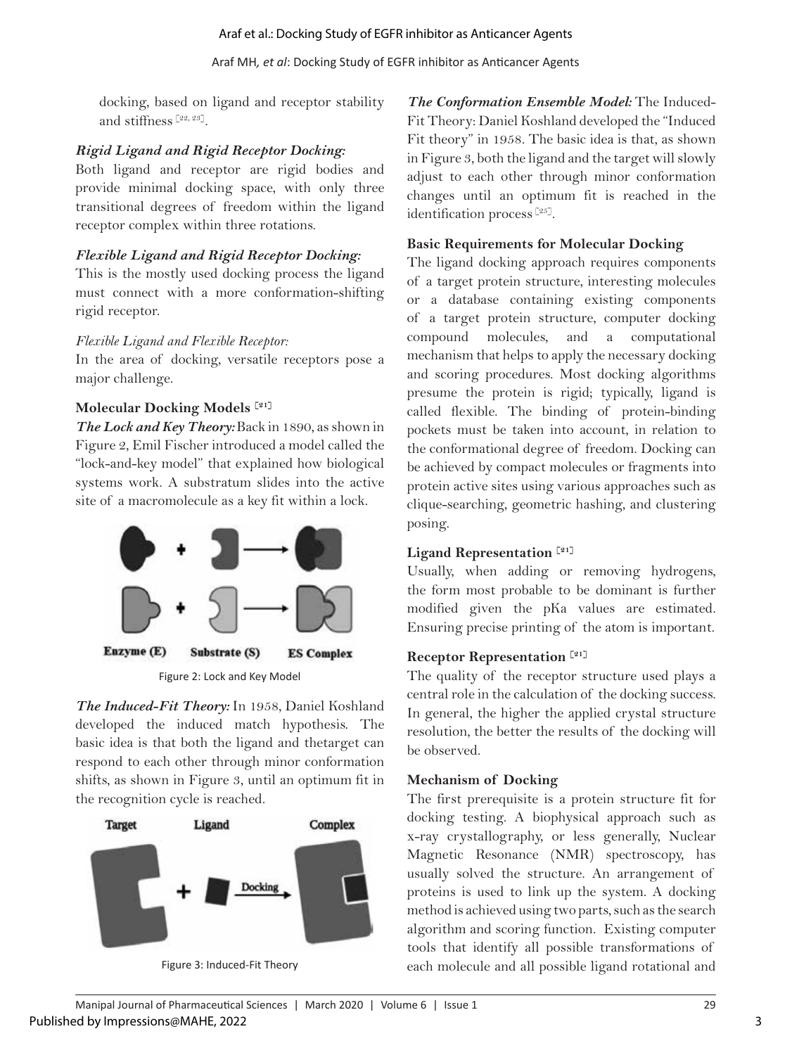docking, based on ligand and receptor stability and stiffness [22, 23].

### *Rigid Ligand and Rigid Receptor Docking:*

Both ligand and receptor are rigid bodies and provide minimal docking space, with only three transitional degrees of freedom within the ligand receptor complex within three rotations.

### *Flexible Ligand and Rigid Receptor Docking:*

This is the mostly used docking process the ligand must connect with a more conformation-shifting rigid receptor.

*Flexible Ligand and Flexible Receptor:*

In the area of docking, versatile receptors pose a major challenge.

### Molecular Docking Models [21]

***The Lock and Key Theory:*** Back in 1890, as shown in Figure 2, Emil Fischer introduced a model called the "lock-and-key model" that explained how biological systems work. A substratum slides into the active site of a macromolecule as a key fit within a lock.

Enzyme (E) Substrate (S) ES Complex

Figure 2: Lock and Key Model

***The Induced-Fit Theory:*** In 1958, Daniel Koshland developed the induced match hypothesis. The basic idea is that both the ligand and thetarget can respond to each other through minor conformation shifts, as shown in Figure 3, until an optimum fit in the recognition cycle is reached.

Target Ligand Complex

Docking

Figure 3: Induced-Fit Theory

***The Conformation Ensemble Model:*** The Induced-Fit Theory: Daniel Koshland developed the "Induced Fit theory" in 1958. The basic idea is that, as shown in Figure 3, both the ligand and the target will slowly adjust to each other through minor conformation changes until an optimum fit is reached in the identification process [25].

### Basic Requirements for Molecular Docking

The ligand docking approach requires components of a target protein structure, interesting molecules or a database containing existing components of a target protein structure, computer docking compound molecules, and a computational mechanism that helps to apply the necessary docking and scoring procedures. Most docking algorithms presume the protein is rigid; typically, ligand is called flexible. The binding of protein-binding pockets must be taken into account, in relation to the conformational degree of freedom. Docking can be achieved by compact molecules or fragments into protein active sites using various approaches such as clique-searching, geometric hashing, and clustering posing.

### Ligand Representation [21]

Usually, when adding or removing hydrogens, the form most probable to be dominant is further modified given the pKa values are estimated. Ensuring precise printing of the atom is important.

### Receptor Representation [21]

The quality of the receptor structure used plays a central role in the calculation of the docking success. In general, the higher the applied crystal structure resolution, the better the results of the docking will be observed.

### Mechanism of Docking

The first prerequisite is a protein structure fit for docking testing. A biophysical approach such as x-ray crystallography, or less generally, Nuclear Magnetic Resonance (NMR) spectroscopy, has usually solved the structure. An arrangement of proteins is used to link up the system. A docking method is achieved using two parts, such as the search algorithm and scoring function. Existing computer tools that identify all possible transformations of each molecule and all possible ligand rotational and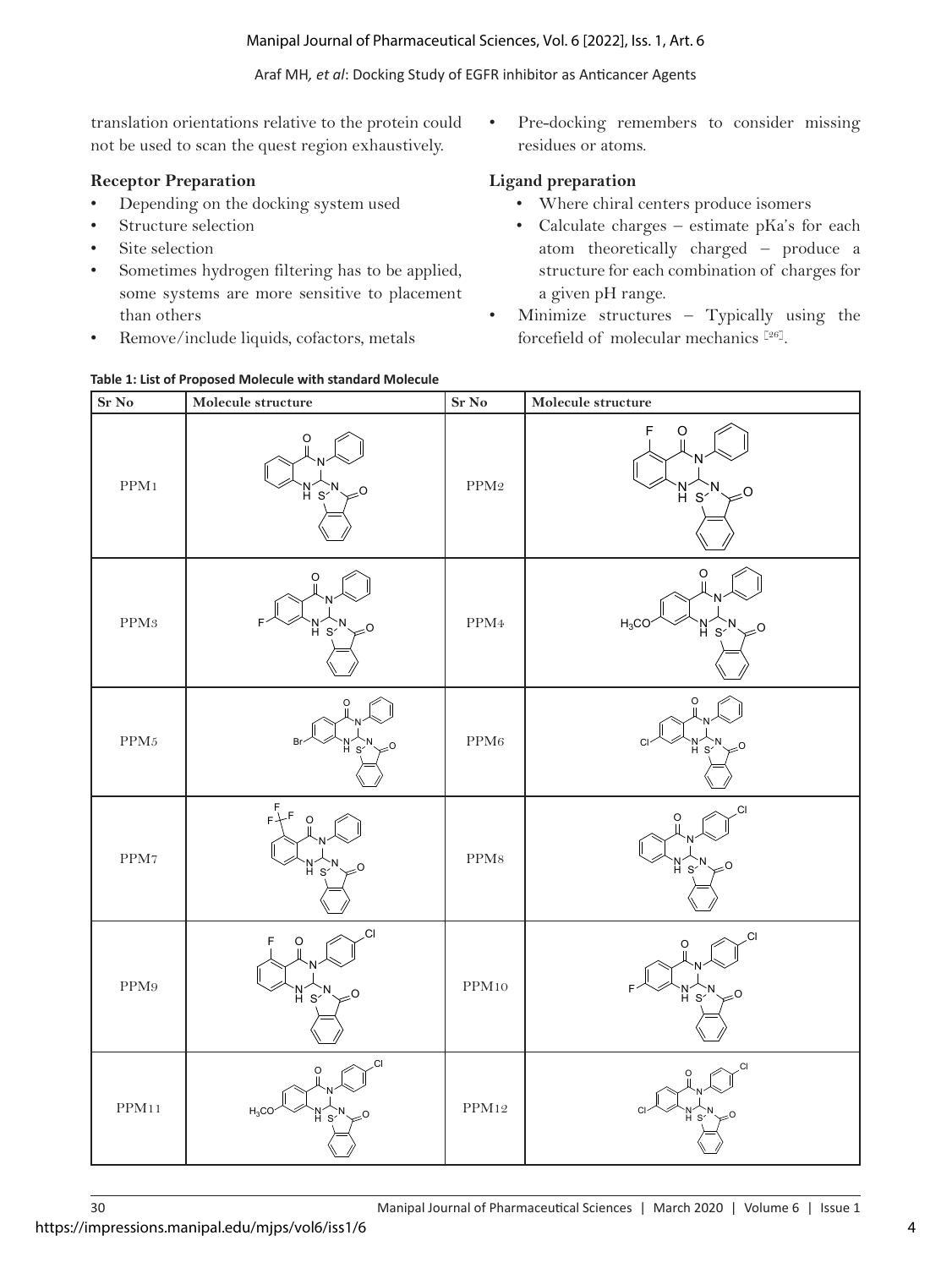translation orientations relative to the protein could not be used to scan the quest region exhaustively.

### Receptor Preparation

- Depending on the docking system used
- Structure selection
- Site selection
- Sometimes hydrogen filtering has to be applied, some systems are more sensitive to placement than others
- Remove/include liquids, cofactors, metals
- Pre-docking remembers to consider missing residues or atoms.

### Ligand preparation

- Where chiral centers produce isomers
- Calculate charges – estimate pKa's for each atom theoretically charged – produce a structure for each combination of charges for a given pH range.
- Minimize structures – Typically using the forcefield of molecular mechanics [26].

**Table 1: List of Proposed Molecule with standard Molecule**

| Sr No | Molecule structure | Sr No | Molecule structure |
|---|---|---|---|
| PPM1 | | PPM2 | |
| PPM3 | | PPM4 | |
| PPM5 | | PPM6 | |
| PPM7 | | PPM8 | |
| PPM9 | | PPM10 | |
| PPM11 | | PPM12 | |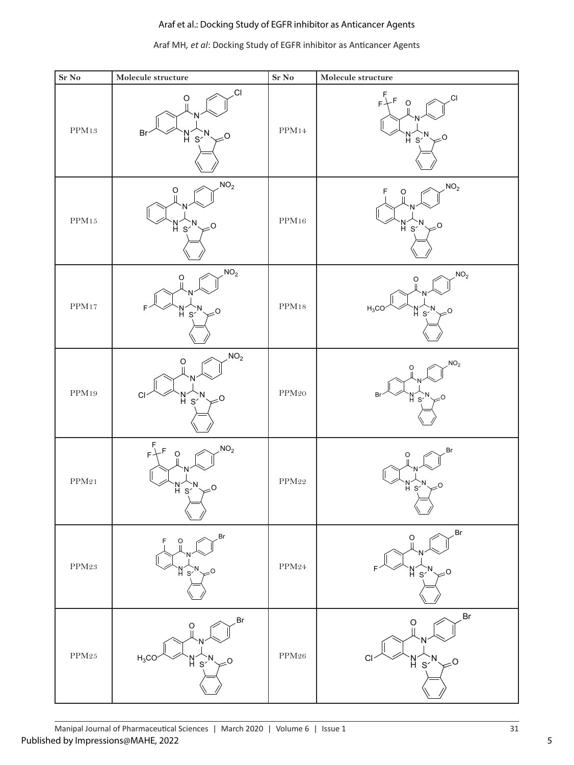| Sr No | Molecule structure | Sr No | Molecule structure |
|---|---|---|---|
| PPM13 | | PPM14 | |
| PPM15 | | PPM16 | |
| PPM17 | | PPM18 | |
| PPM19 | | PPM20 | |
| PPM21 | | PPM22 | |
| PPM23 | | PPM24 | |
| PPM25 | | PPM26 | |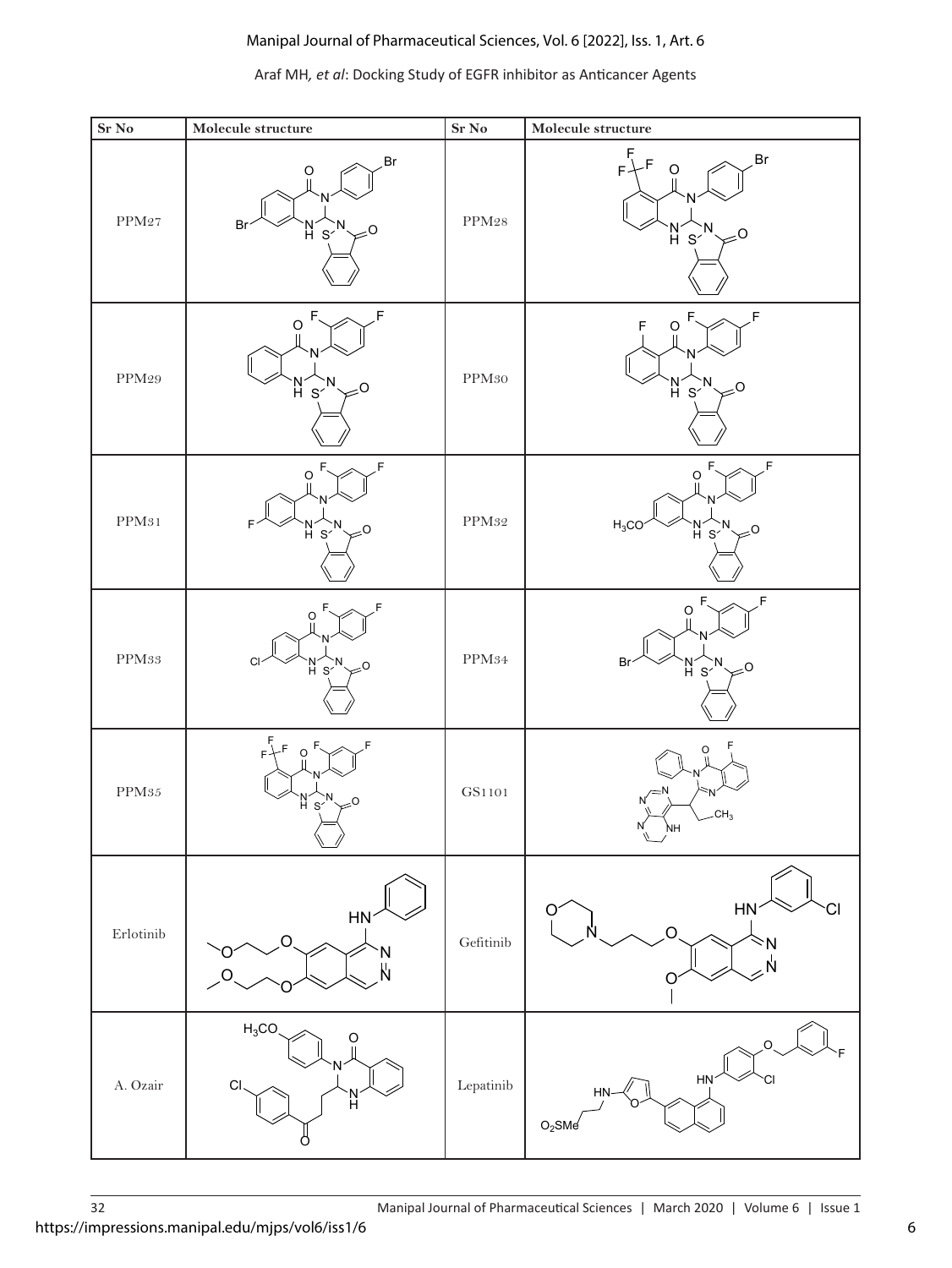| Sr No | Molecule structure | Sr No | Molecule structure |
|---|---|---|---|
| PPM27 | | PPM28 | |
| PPM29 | | PPM30 | |
| PPM31 | | PPM32 | |
| PPM33 | | PPM34 | |
| PPM35 | | GS1101 | |
| Erlotinib | | Gefitinib | |
| A. Ozair | | Lepatinib | |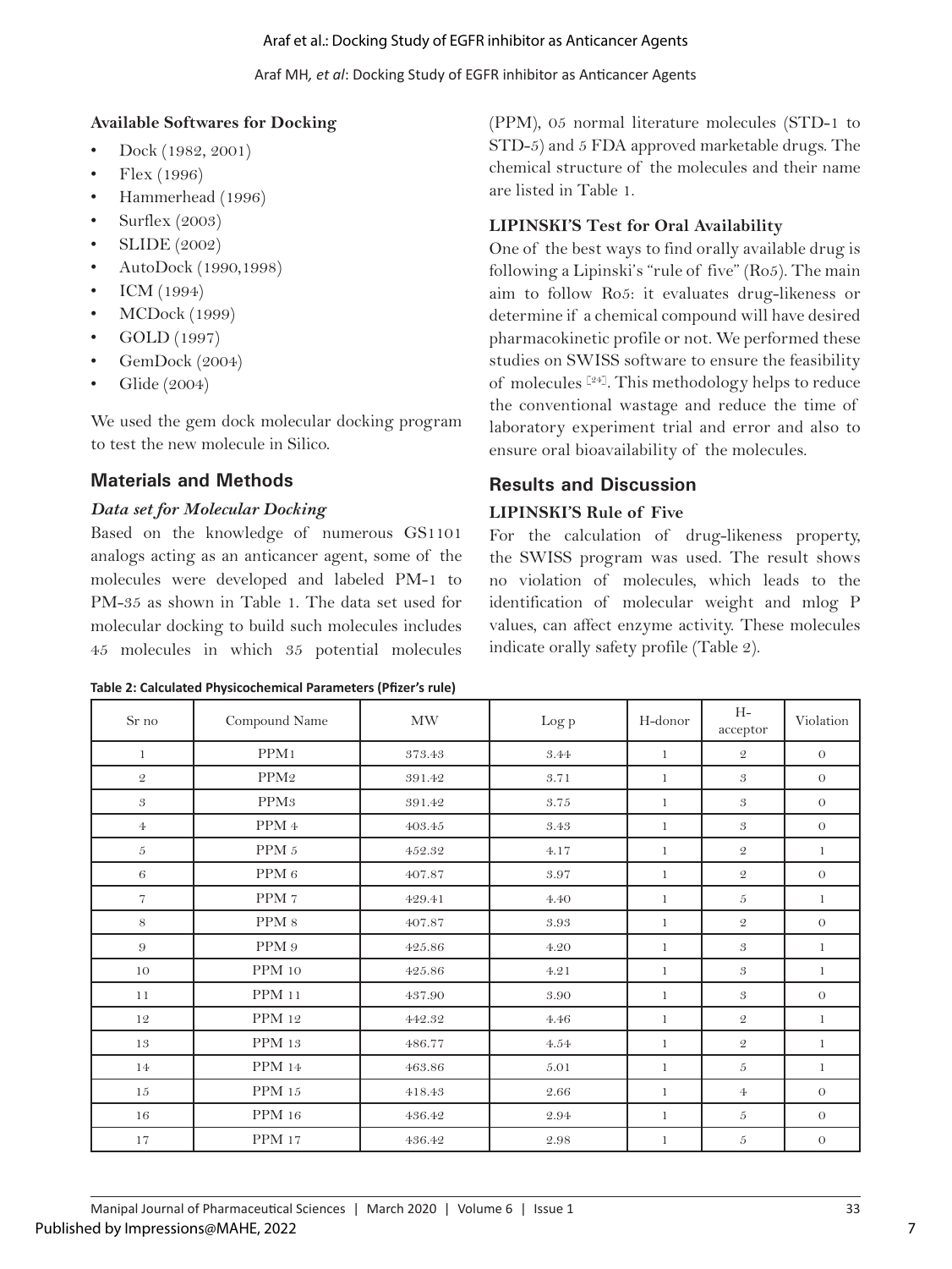**Available Softwares for Docking**

- Dock (1982, 2001)
- Flex (1996)
- Hammerhead (1996)
- Surflex (2003)
- SLIDE (2002)
- AutoDock (1990,1998)
- ICM (1994)
- MCDock (1999)
- GOLD (1997)
- GemDock (2004)
- Glide (2004)

We used the gem dock molecular docking program to test the new molecule in Silico.

## Materials and Methods

### *Data set for Molecular Docking*

Based on the knowledge of numerous GS1101 analogs acting as an anticancer agent, some of the molecules were developed and labeled PM-1 to PM-35 as shown in Table 1. The data set used for molecular docking to build such molecules includes 45 molecules in which 35 potential molecules (PPM), 05 normal literature molecules (STD-1 to STD-5) and 5 FDA approved marketable drugs. The chemical structure of the molecules and their name are listed in Table 1.

**LIPINSKI'S Test for Oral Availability**

One of the best ways to find orally available drug is following a Lipinski's "rule of five" (Ro5). The main aim to follow Ro5: it evaluates drug-likeness or determine if a chemical compound will have desired pharmacokinetic profile or not. We performed these studies on SWISS software to ensure the feasibility of molecules [24]. This methodology helps to reduce the conventional wastage and reduce the time of laboratory experiment trial and error and also to ensure oral bioavailability of the molecules.

## Results and Discussion

**LIPINSKI'S Rule of Five**

For the calculation of drug-likeness property, the SWISS program was used. The result shows no violation of molecules, which leads to the identification of molecular weight and mlog P values, can affect enzyme activity. These molecules indicate orally safety profile (Table 2).

**Table 2: Calculated Physicochemical Parameters (Pfizer's rule)**

| Sr no | Compound Name | MW | Log p | H-donor | H-acceptor | Violation |
|---|---|---|---|---|---|---|
| 1 | PPM1 | 373.43 | 3.44 | 1 | 2 | 0 |
| 2 | PPM2 | 391.42 | 3.71 | 1 | 3 | 0 |
| 3 | PPM3 | 391.42 | 3.75 | 1 | 3 | 0 |
| 4 | PPM 4 | 403.45 | 3.43 | 1 | 3 | 0 |
| 5 | PPM 5 | 452.32 | 4.17 | 1 | 2 | 1 |
| 6 | PPM 6 | 407.87 | 3.97 | 1 | 2 | 0 |
| 7 | PPM 7 | 429.41 | 4.40 | 1 | 5 | 1 |
| 8 | PPM 8 | 407.87 | 3.93 | 1 | 2 | 0 |
| 9 | PPM 9 | 425.86 | 4.20 | 1 | 3 | 1 |
| 10 | PPM 10 | 425.86 | 4.21 | 1 | 3 | 1 |
| 11 | PPM 11 | 437.90 | 3.90 | 1 | 3 | 0 |
| 12 | PPM 12 | 442.32 | 4.46 | 1 | 2 | 1 |
| 13 | PPM 13 | 486.77 | 4.54 | 1 | 2 | 1 |
| 14 | PPM 14 | 463.86 | 5.01 | 1 | 5 | 1 |
| 15 | PPM 15 | 418.43 | 2.66 | 1 | 4 | 0 |
| 16 | PPM 16 | 436.42 | 2.94 | 1 | 5 | 0 |
| 17 | PPM 17 | 436.42 | 2.98 | 1 | 5 | 0 |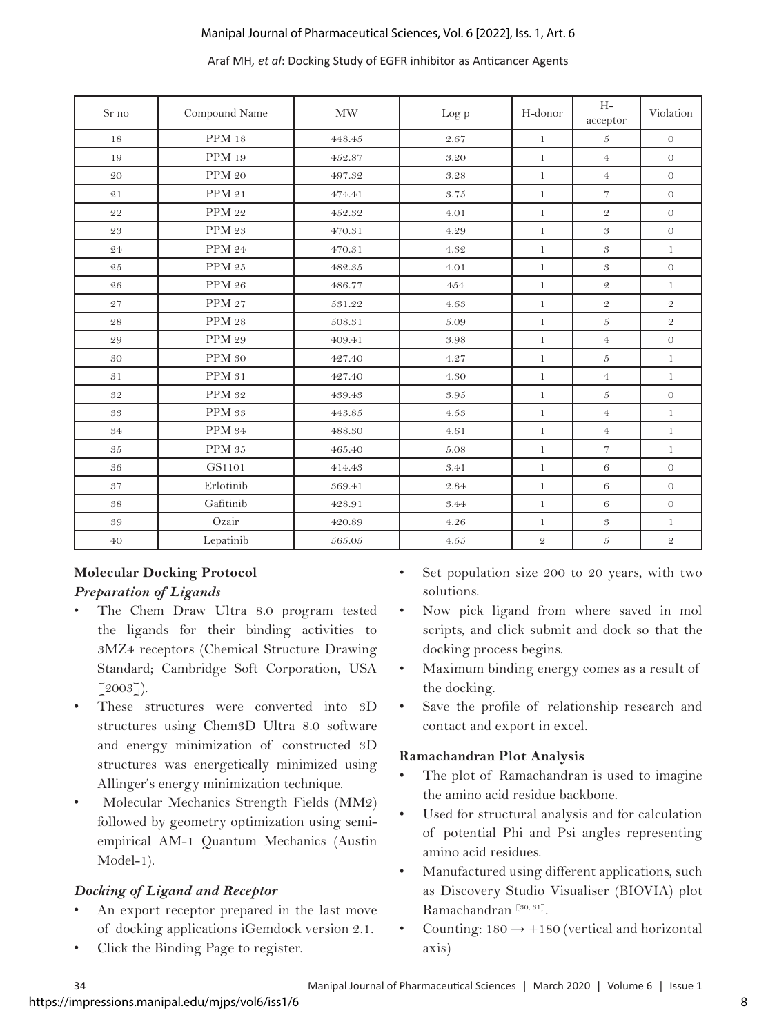| Sr no | Compound Name | MW | Log p | H-donor | H-acceptor | Violation |
|---|---|---|---|---|---|---|
| 18 | PPM 18 | 448.45 | 2.67 | 1 | 5 | 0 |
| 19 | PPM 19 | 452.87 | 3.20 | 1 | 4 | 0 |
| 20 | PPM 20 | 497.32 | 3.28 | 1 | 4 | 0 |
| 21 | PPM 21 | 474.41 | 3.75 | 1 | 7 | 0 |
| 22 | PPM 22 | 452.32 | 4.01 | 1 | 2 | 0 |
| 23 | PPM 23 | 470.31 | 4.29 | 1 | 3 | 0 |
| 24 | PPM 24 | 470.31 | 4.32 | 1 | 3 | 1 |
| 25 | PPM 25 | 482.35 | 4.01 | 1 | 3 | 0 |
| 26 | PPM 26 | 486.77 | 454 | 1 | 2 | 1 |
| 27 | PPM 27 | 531.22 | 4.63 | 1 | 2 | 2 |
| 28 | PPM 28 | 508.31 | 5.09 | 1 | 5 | 2 |
| 29 | PPM 29 | 409.41 | 3.98 | 1 | 4 | 0 |
| 30 | PPM 30 | 427.40 | 4.27 | 1 | 5 | 1 |
| 31 | PPM 31 | 427.40 | 4.30 | 1 | 4 | 1 |
| 32 | PPM 32 | 439.43 | 3.95 | 1 | 5 | 0 |
| 33 | PPM 33 | 443.85 | 4.53 | 1 | 4 | 1 |
| 34 | PPM 34 | 488.30 | 4.61 | 1 | 4 | 1 |
| 35 | PPM 35 | 465.40 | 5.08 | 1 | 7 | 1 |
| 36 | GS1101 | 414.43 | 3.41 | 1 | 6 | 0 |
| 37 | Erlotinib | 369.41 | 2.84 | 1 | 6 | 0 |
| 38 | Gafitinib | 428.91 | 3.44 | 1 | 6 | 0 |
| 39 | Ozair | 420.89 | 4.26 | 1 | 3 | 1 |
| 40 | Lepatinib | 565.05 | 4.55 | 2 | 5 | 2 |

## Molecular Docking Protocol

### *Preparation of Ligands*

- The Chem Draw Ultra 8.0 program tested the ligands for their binding activities to 3MZ4 receptors (Chemical Structure Drawing Standard; Cambridge Soft Corporation, USA [2003]).
- These structures were converted into 3D structures using Chem3D Ultra 8.0 software and energy minimization of constructed 3D structures was energetically minimized using Allinger's energy minimization technique.
- Molecular Mechanics Strength Fields (MM2) followed by geometry optimization using semi-empirical AM-1 Quantum Mechanics (Austin Model-1).

### *Docking of Ligand and Receptor*

- An export receptor prepared in the last move of docking applications iGemdock version 2.1.
- Click the Binding Page to register.
- Set population size 200 to 20 years, with two solutions.
- Now pick ligand from where saved in mol scripts, and click submit and dock so that the docking process begins.
- Maximum binding energy comes as a result of the docking.
- Save the profile of relationship research and contact and export in excel.

### Ramachandran Plot Analysis

- The plot of Ramachandran is used to imagine the amino acid residue backbone.
- Used for structural analysis and for calculation of potential Phi and Psi angles representing amino acid residues.
- Manufactured using different applications, such as Discovery Studio Visualiser (BIOVIA) plot Ramachandran [30, 31].
- Counting: 180 → +180 (vertical and horizontal axis)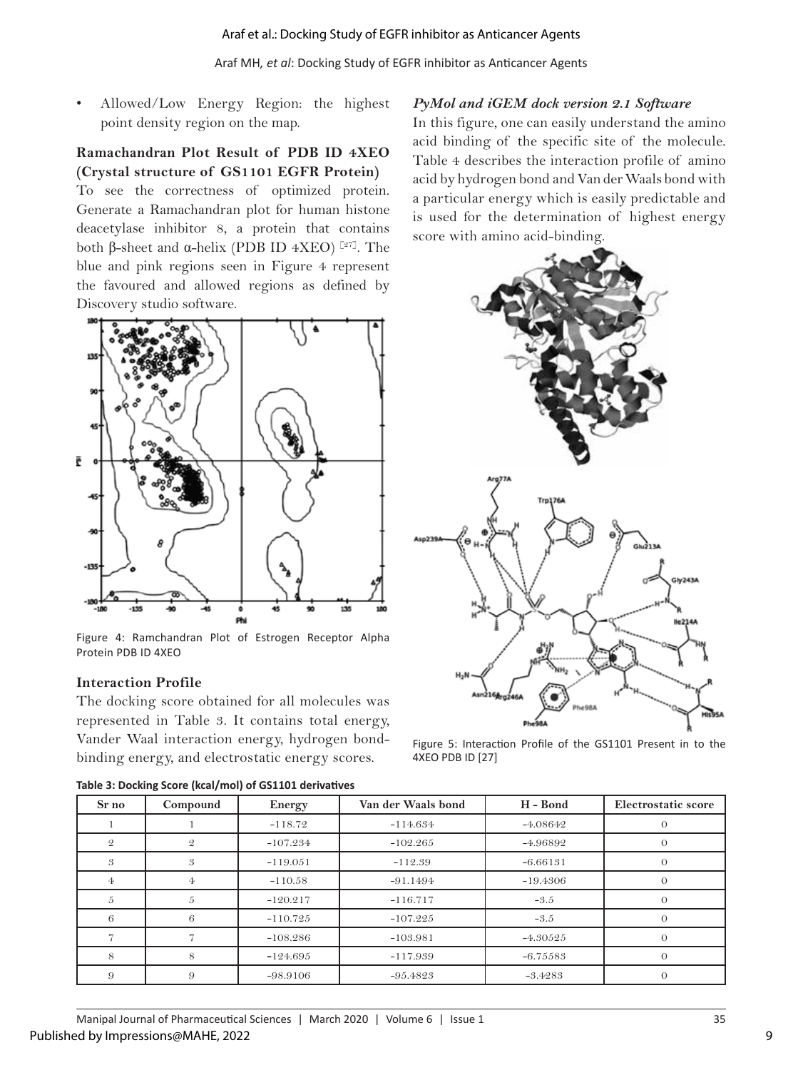- Allowed/Low Energy Region: the highest point density region on the map.

### Ramachandran Plot Result of PDB ID 4XEO (Crystal structure of GS1101 EGFR Protein)

To see the correctness of optimized protein. Generate a Ramachandran plot for human histone deacetylase inhibitor 8, a protein that contains both β-sheet and α-helix (PDB ID 4XEO) [27]. The blue and pink regions seen in Figure 4 represent the favoured and allowed regions as defined by Discovery studio software.

Figure 4: Ramchandran Plot of Estrogen Receptor Alpha Protein PDB ID 4XEO

### Interaction Profile

The docking score obtained for all molecules was represented in Table 3. It contains total energy, Vander Waal interaction energy, hydrogen bond-binding energy, and electrostatic energy scores.

### *PyMol and iGEM dock version 2.1 Software*

In this figure, one can easily understand the amino acid binding of the specific site of the molecule. Table 4 describes the interaction profile of amino acid by hydrogen bond and Van der Waals bond with a particular energy which is easily predictable and is used for the determination of highest energy score with amino acid-binding.

Figure 5: Interaction Profile of the GS1101 Present in to the 4XEO PDB ID [27]

**Table 3: Docking Score (kcal/mol) of GS1101 derivatives**

| Sr no | Compound | Energy | Van der Waals bond | H - Bond | Electrostatic score |
|---|---|---|---|---|---|
| 1 | 1 | -118.72 | -114.634 | -4.08642 | 0 |
| 2 | 2 | -107.234 | -102.265 | -4.96892 | 0 |
| 3 | 3 | -119.051 | -112.39 | -6.66131 | 0 |
| 4 | 4 | -110.58 | -91.1494 | -19.4306 | 0 |
| 5 | 5 | -120.217 | -116.717 | -3.5 | 0 |
| 6 | 6 | -110.725 | -107.225 | -3.5 | 0 |
| 7 | 7 | -108.286 | -103.981 | -4.30525 | 0 |
| 8 | 8 | -124.695 | -117.939 | -6.75583 | 0 |
| 9 | 9 | -98.9106 | -95.4823 | -3.4283 | 0 |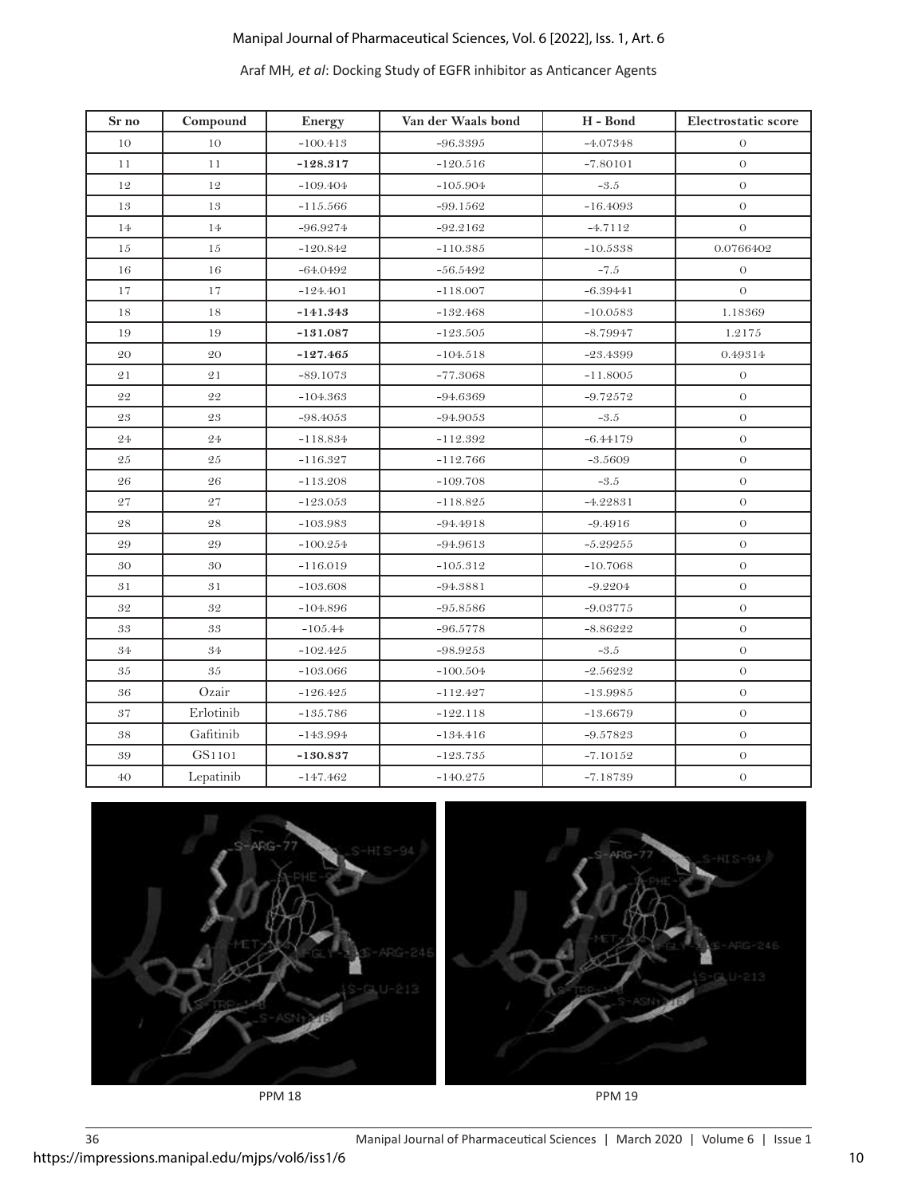| Sr no | Compound | Energy | Van der Waals bond | H - Bond | Electrostatic score |
|---|---|---|---|---|---|
| 10 | 10 | -100.413 | -96.3395 | -4.07348 | 0 |
| 11 | 11 | **-128.317** | -120.516 | -7.80101 | 0 |
| 12 | 12 | -109.404 | -105.904 | -3.5 | 0 |
| 13 | 13 | -115.566 | -99.1562 | -16.4093 | 0 |
| 14 | 14 | -96.9274 | -92.2162 | -4.7112 | 0 |
| 15 | 15 | -120.842 | -110.385 | -10.5338 | 0.0766402 |
| 16 | 16 | -64.0492 | -56.5492 | -7.5 | 0 |
| 17 | 17 | -124.401 | -118.007 | -6.39441 | 0 |
| 18 | 18 | **-141.343** | -132.468 | -10.0583 | 1.18369 |
| 19 | 19 | **-131.087** | -123.505 | -8.79947 | 1.2175 |
| 20 | 20 | **-127.465** | -104.518 | -23.4399 | 0.49314 |
| 21 | 21 | -89.1073 | -77.3068 | -11.8005 | 0 |
| 22 | 22 | -104.363 | -94.6369 | -9.72572 | 0 |
| 23 | 23 | -98.4053 | -94.9053 | -3.5 | 0 |
| 24 | 24 | -118.834 | -112.392 | -6.44179 | 0 |
| 25 | 25 | -116.327 | -112.766 | -3.5609 | 0 |
| 26 | 26 | -113.208 | -109.708 | -3.5 | 0 |
| 27 | 27 | -123.053 | -118.825 | -4.22831 | 0 |
| 28 | 28 | -103.983 | -94.4918 | -9.4916 | 0 |
| 29 | 29 | -100.254 | -94.9613 | -5.29255 | 0 |
| 30 | 30 | -116.019 | -105.312 | -10.7068 | 0 |
| 31 | 31 | -103.608 | -94.3881 | -9.2204 | 0 |
| 32 | 32 | -104.896 | -95.8586 | -9.03775 | 0 |
| 33 | 33 | -105.44 | -96.5778 | -8.86222 | 0 |
| 34 | 34 | -102.425 | -98.9253 | -3.5 | 0 |
| 35 | 35 | -103.066 | -100.504 | -2.56232 | 0 |
| 36 | Ozair | -126.425 | -112.427 | -13.9985 | 0 |
| 37 | Erlotinib | -135.786 | -122.118 | -13.6679 | 0 |
| 38 | Gafitinib | -143.994 | -134.416 | -9.57823 | 0 |
| 39 | GS1101 | **-130.837** | -123.735 | -7.10152 | 0 |
| 40 | Lepatinib | -147.462 | -140.275 | -7.18739 | 0 |

PPM 18

PPM 19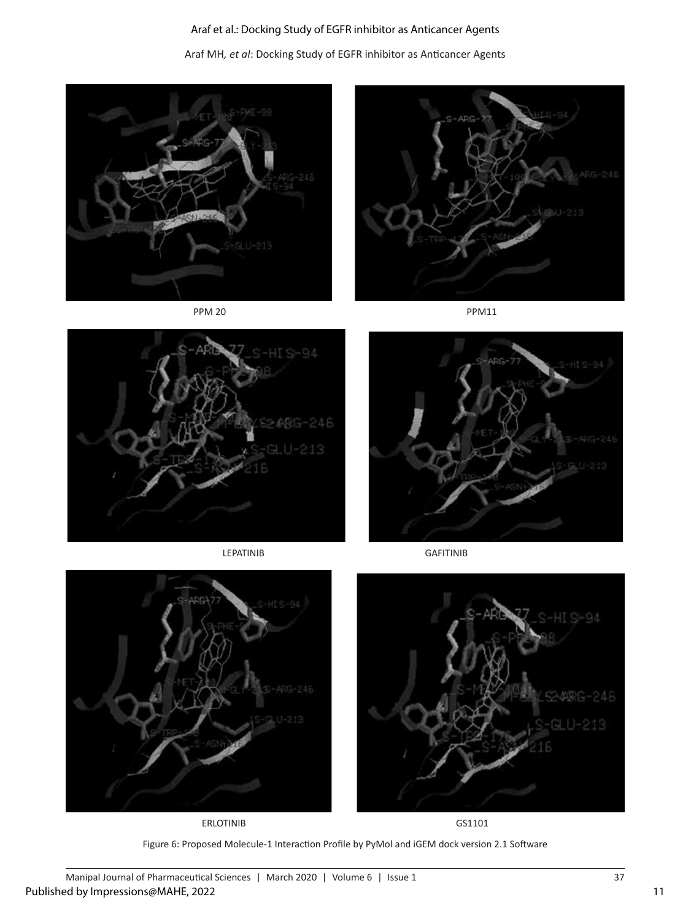PPM 20

PPM11

LEPATINIB

GAFITINIB

ERLOTINIB

GS1101

Figure 6: Proposed Molecule-1 Interaction Profile by PyMol and iGEM dock version 2.1 Software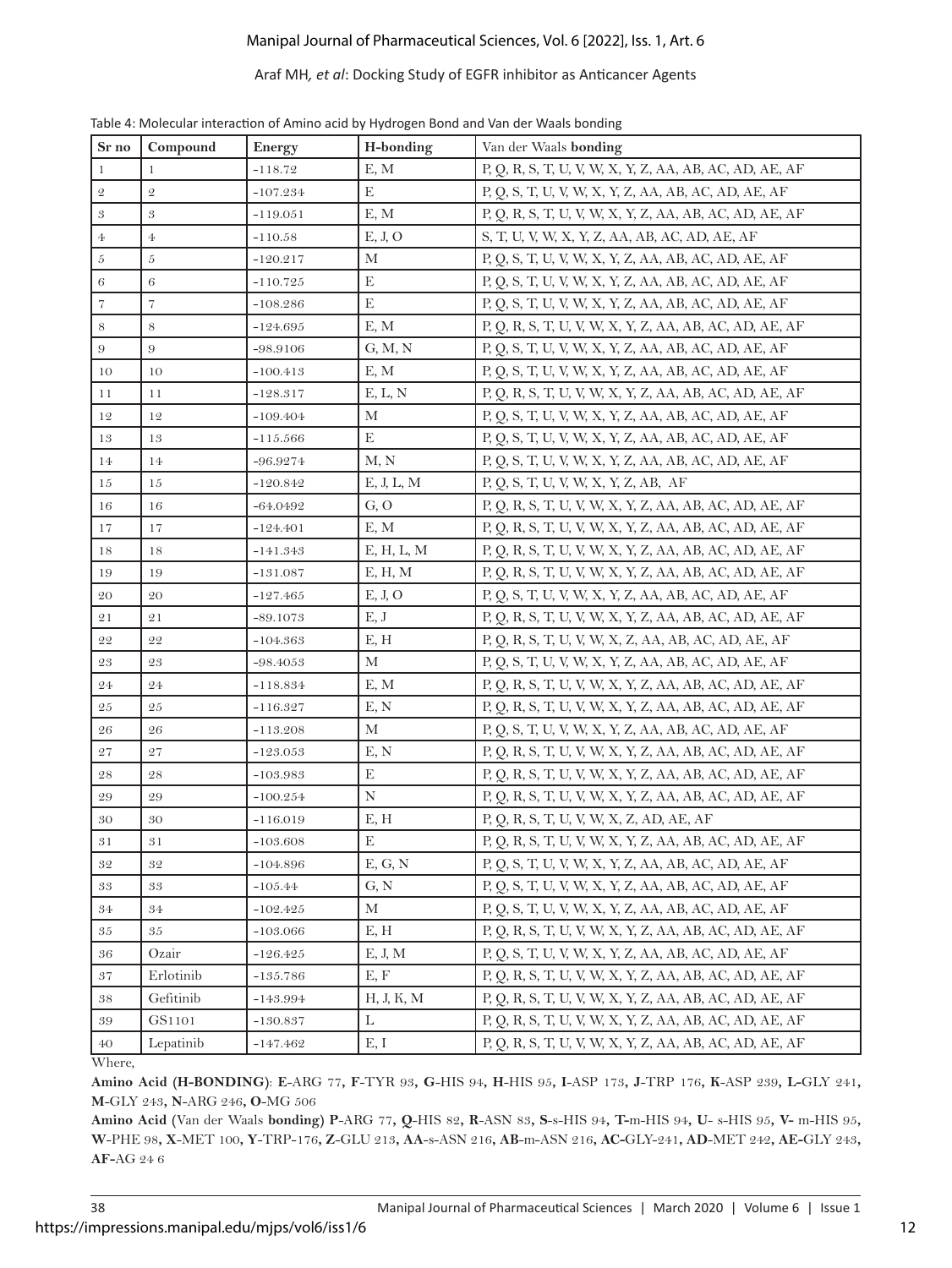Table 4: Molecular interaction of Amino acid by Hydrogen Bond and Van der Waals bonding

| Sr no | Compound | Energy | H-bonding | Van der Waals **bonding** |
|---|---|---|---|---|
| 1 | 1 | -118.72 | E, M | P, Q, R, S, T, U, V, W, X, Y, Z, AA, AB, AC, AD, AE, AF |
| 2 | 2 | -107.234 | E | P, Q, S, T, U, V, W, X, Y, Z, AA, AB, AC, AD, AE, AF |
| 3 | 3 | -119.051 | E, M | P, Q, R, S, T, U, V, W, X, Y, Z, AA, AB, AC, AD, AE, AF |
| 4 | 4 | -110.58 | E, J, O | S, T, U, V, W, X, Y, Z, AA, AB, AC, AD, AE, AF |
| 5 | 5 | -120.217 | M | P, Q, S, T, U, V, W, X, Y, Z, AA, AB, AC, AD, AE, AF |
| 6 | 6 | -110.725 | E | P, Q, S, T, U, V, W, X, Y, Z, AA, AB, AC, AD, AE, AF |
| 7 | 7 | -108.286 | E | P, Q, S, T, U, V, W, X, Y, Z, AA, AB, AC, AD, AE, AF |
| 8 | 8 | -124.695 | E, M | P, Q, R, S, T, U, V, W, X, Y, Z, AA, AB, AC, AD, AE, AF |
| 9 | 9 | -98.9106 | G, M, N | P, Q, S, T, U, V, W, X, Y, Z, AA, AB, AC, AD, AE, AF |
| 10 | 10 | -100.413 | E, M | P, Q, S, T, U, V, W, X, Y, Z, AA, AB, AC, AD, AE, AF |
| 11 | 11 | -128.317 | E, L, N | P, Q, R, S, T, U, V, W, X, Y, Z, AA, AB, AC, AD, AE, AF |
| 12 | 12 | -109.404 | M | P, Q, S, T, U, V, W, X, Y, Z, AA, AB, AC, AD, AE, AF |
| 13 | 13 | -115.566 | E | P, Q, S, T, U, V, W, X, Y, Z, AA, AB, AC, AD, AE, AF |
| 14 | 14 | -96.9274 | M, N | P, Q, S, T, U, V, W, X, Y, Z, AA, AB, AC, AD, AE, AF |
| 15 | 15 | -120.842 | E, J, L, M | P, Q, S, T, U, V, W, X, Y, Z, AB, AF |
| 16 | 16 | -64.0492 | G, O | P, Q, R, S, T, U, V, W, X, Y, Z, AA, AB, AC, AD, AE, AF |
| 17 | 17 | -124.401 | E, M | P, Q, R, S, T, U, V, W, X, Y, Z, AA, AB, AC, AD, AE, AF |
| 18 | 18 | -141.343 | E, H, L, M | P, Q, R, S, T, U, V, W, X, Y, Z, AA, AB, AC, AD, AE, AF |
| 19 | 19 | -131.087 | E, H, M | P, Q, R, S, T, U, V, W, X, Y, Z, AA, AB, AC, AD, AE, AF |
| 20 | 20 | -127.465 | E, J, O | P, Q, S, T, U, V, W, X, Y, Z, AA, AB, AC, AD, AE, AF |
| 21 | 21 | -89.1073 | E, J | P, Q, R, S, T, U, V, W, X, Y, Z, AA, AB, AC, AD, AE, AF |
| 22 | 22 | -104.363 | E, H | P, Q, R, S, T, U, V, W, X, Z, AA, AB, AC, AD, AE, AF |
| 23 | 23 | -98.4053 | M | P, Q, S, T, U, V, W, X, Y, Z, AA, AB, AC, AD, AE, AF |
| 24 | 24 | -118.834 | E, M | P, Q, R, S, T, U, V, W, X, Y, Z, AA, AB, AC, AD, AE, AF |
| 25 | 25 | -116.327 | E, N | P, Q, R, S, T, U, V, W, X, Y, Z, AA, AB, AC, AD, AE, AF |
| 26 | 26 | -113.208 | M | P, Q, S, T, U, V, W, X, Y, Z, AA, AB, AC, AD, AE, AF |
| 27 | 27 | -123.053 | E, N | P, Q, R, S, T, U, V, W, X, Y, Z, AA, AB, AC, AD, AE, AF |
| 28 | 28 | -103.983 | E | P, Q, R, S, T, U, V, W, X, Y, Z, AA, AB, AC, AD, AE, AF |
| 29 | 29 | -100.254 | N | P, Q, R, S, T, U, V, W, X, Y, Z, AA, AB, AC, AD, AE, AF |
| 30 | 30 | -116.019 | E, H | P, Q, R, S, T, U, V, W, X, Z, AD, AE, AF |
| 31 | 31 | -103.608 | E | P, Q, R, S, T, U, V, W, X, Y, Z, AA, AB, AC, AD, AE, AF |
| 32 | 32 | -104.896 | E, G, N | P, Q, S, T, U, V, W, X, Y, Z, AA, AB, AC, AD, AE, AF |
| 33 | 33 | -105.44 | G, N | P, Q, S, T, U, V, W, X, Y, Z, AA, AB, AC, AD, AE, AF |
| 34 | 34 | -102.425 | M | P, Q, S, T, U, V, W, X, Y, Z, AA, AB, AC, AD, AE, AF |
| 35 | 35 | -103.066 | E, H | P, Q, R, S, T, U, V, W, X, Y, Z, AA, AB, AC, AD, AE, AF |
| 36 | Ozair | -126.425 | E, J, M | P, Q, S, T, U, V, W, X, Y, Z, AA, AB, AC, AD, AE, AF |
| 37 | Erlotinib | -135.786 | E, F | P, Q, R, S, T, U, V, W, X, Y, Z, AA, AB, AC, AD, AE, AF |
| 38 | Gefitinib | -143.994 | H, J, K, M | P, Q, R, S, T, U, V, W, X, Y, Z, AA, AB, AC, AD, AE, AF |
| 39 | GS1101 | -130.837 | L | P, Q, R, S, T, U, V, W, X, Y, Z, AA, AB, AC, AD, AE, AF |
| 40 | Lepatinib | -147.462 | E, I | P, Q, R, S, T, U, V, W, X, Y, Z, AA, AB, AC, AD, AE, AF |

Where,

**Amino Acid (H-BONDING)**: **E**-ARG 77, **F**-TYR 93, **G**-HIS 94, **H**-HIS 95, **I**-ASP 173, **J**-TRP 176, **K**-ASP 239, **L-**GLY 241, **M**-GLY 243, **N**-ARG 246, **O**-MG 506

**Amino Acid** (Van der Waals **bonding**) **P**-ARG 77, **Q**-HIS 82, **R**-ASN 83, **S**-s-HIS 94, **T-**m-HIS 94, **U**- s-HIS 95, **V-** m-HIS 95, **W**-PHE 98, **X**-MET 100, **Y**-TRP-176, **Z**-GLU 213, **AA**-s-ASN 216, **AB**-m-ASN 216, **AC-**GLY-241, **AD**-MET 242, **AE-**GLY 243, **AF-**AG 24 6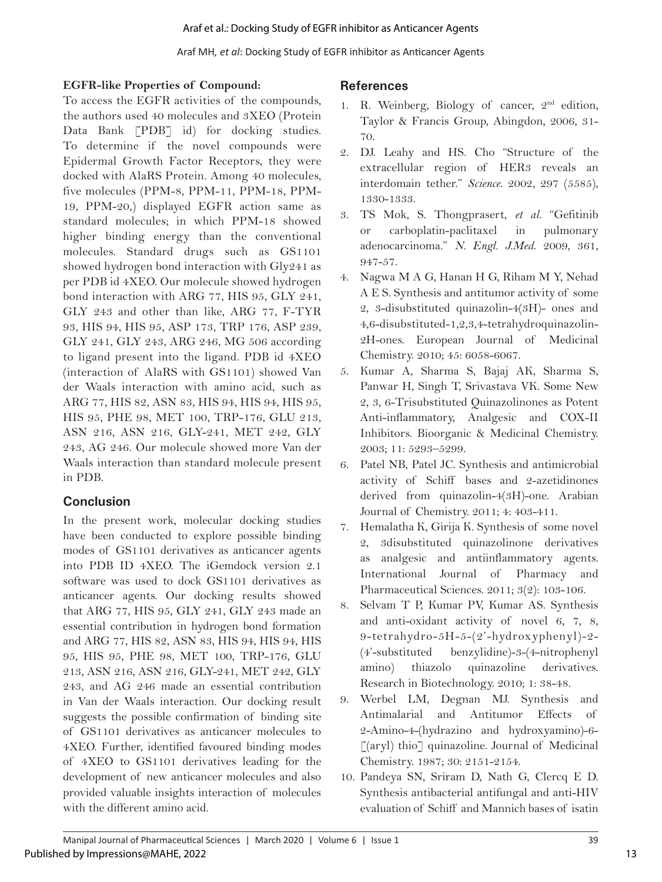### EGFR-like Properties of Compound:

To access the EGFR activities of the compounds, the authors used 40 molecules and 3XEO (Protein Data Bank [PDB] id) for docking studies. To determine if the novel compounds were Epidermal Growth Factor Receptors, they were docked with AlaRS Protein. Among 40 molecules, five molecules (PPM-8, PPM-11, PPM-18, PPM-19, PPM-20,) displayed EGFR action same as standard molecules; in which PPM-18 showed higher binding energy than the conventional molecules. Standard drugs such as GS1101 showed hydrogen bond interaction with Gly241 as per PDB id 4XEO. Our molecule showed hydrogen bond interaction with ARG 77, HIS 95, GLY 241, GLY 243 and other than like, ARG 77, F-TYR 93, HIS 94, HIS 95, ASP 173, TRP 176, ASP 239, GLY 241, GLY 243, ARG 246, MG 506 according to ligand present into the ligand. PDB id 4XEO (interaction of AlaRS with GS1101) showed Van der Waals interaction with amino acid, such as ARG 77, HIS 82, ASN 83, HIS 94, HIS 94, HIS 95, HIS 95, PHE 98, MET 100, TRP-176, GLU 213, ASN 216, ASN 216, GLY-241, MET 242, GLY 243, AG 246. Our molecule showed more Van der Waals interaction than standard molecule present in PDB.

## Conclusion

In the present work, molecular docking studies have been conducted to explore possible binding modes of GS1101 derivatives as anticancer agents into PDB ID 4XEO. The iGemdock version 2.1 software was used to dock GS1101 derivatives as anticancer agents. Our docking results showed that ARG 77, HIS 95, GLY 241, GLY 243 made an essential contribution in hydrogen bond formation and ARG 77, HIS 82, ASN 83, HIS 94, HIS 94, HIS 95, HIS 95, PHE 98, MET 100, TRP-176, GLU 213, ASN 216, ASN 216, GLY-241, MET 242, GLY 243, and AG 246 made an essential contribution in Van der Waals interaction. Our docking result suggests the possible confirmation of binding site of GS1101 derivatives as anticancer molecules to 4XEO. Further, identified favoured binding modes of 4XEO to GS1101 derivatives leading for the development of new anticancer molecules and also provided valuable insights interaction of molecules with the different amino acid.

## References

1. R. Weinberg, Biology of cancer, 2nd edition, Taylor & Francis Group, Abingdon, 2006, 31-70.
2. DJ. Leahy and HS. Cho "Structure of the extracellular region of HER3 reveals an interdomain tether." *Science*. 2002, 297 (5585), 1330-1333.
3. TS Mok, S. Thongprasert, *et al.* "Gefitinib or carboplatin-paclitaxel in pulmonary adenocarcinoma." *N. Engl. J.Med.* 2009, 361, 947-57.
4. Nagwa M A G, Hanan H G, Riham M Y, Nehad A E S. Synthesis and antitumor activity of some 2, 3-disubstituted quinazolin-4(3H)- ones and 4,6-disubstituted-1,2,3,4-tetrahydroquinazolin-2H-ones. European Journal of Medicinal Chemistry. 2010; 45: 6058-6067.
5. Kumar A, Sharma S, Bajaj AK, Sharma S, Panwar H, Singh T, Srivastava VK. Some New 2, 3, 6-Trisubstituted Quinazolinones as Potent Anti-inflammatory, Analgesic and COX-II Inhibitors. Bioorganic & Medicinal Chemistry. 2003; 11: 5293–5299.
6. Patel NB, Patel JC. Synthesis and antimicrobial activity of Schiff bases and 2-azetidinones derived from quinazolin-4(3H)-one. Arabian Journal of Chemistry. 2011; 4: 403-411.
7. Hemalatha K, Girija K. Synthesis of some novel 2, 3disubstituted quinazolinone derivatives as analgesic and antiinflammatory agents. International Journal of Pharmacy and Pharmaceutical Sciences. 2011; 3(2): 103-106.
8. Selvam T P, Kumar PV, Kumar AS. Synthesis and anti-oxidant activity of novel 6, 7, 8, 9-tetrahydro-5H-5-(2'-hydroxyphenyl)-2-(4'-substituted benzylidine)-3-(4-nitrophenyl amino) thiazolo quinazoline derivatives. Research in Biotechnology. 2010; 1: 38-48.
9. Werbel LM, Degnan MJ. Synthesis and Antimalarial and Antitumor Effects of 2-Amino-4-(hydrazino and hydroxyamino)-6-[(aryl) thio] quinazoline. Journal of Medicinal Chemistry. 1987; 30: 2151-2154.
10. Pandeya SN, Sriram D, Nath G, Clercq E D. Synthesis antibacterial antifungal and anti-HIV evaluation of Schiff and Mannich bases of isatin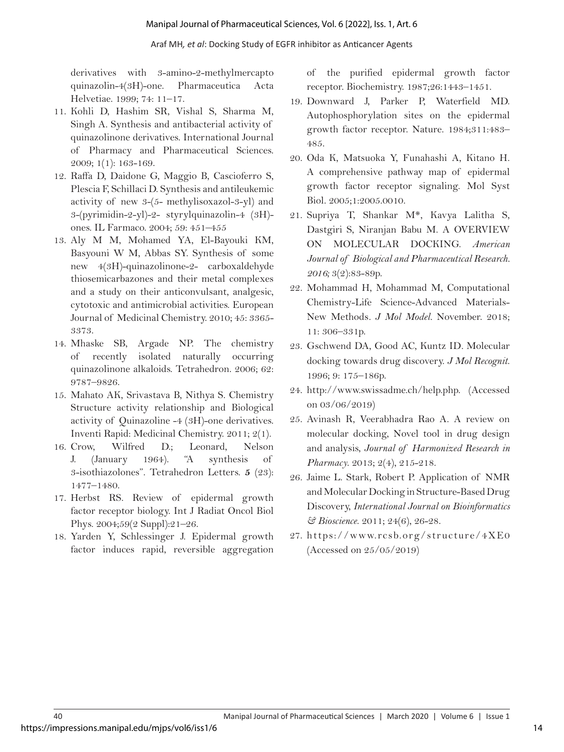derivatives with 3-amino-2-methylmercapto quinazolin-4(3H)-one. Pharmaceutica Acta Helvetiae. 1999; 74: 11–17.

11. Kohli D, Hashim SR, Vishal S, Sharma M, Singh A. Synthesis and antibacterial activity of quinazolinone derivatives. International Journal of Pharmacy and Pharmaceutical Sciences. 2009; 1(1): 163-169.
12. Raffa D, Daidone G, Maggio B, Cascioferro S, Plescia F, Schillaci D. Synthesis and antileukemic activity of new 3-(5- methylisoxazol-3-yl) and 3-(pyrimidin-2-yl)-2- styrylquinazolin-4 (3H)-ones. IL Farmaco. 2004; 59: 451–455
13. Aly M M, Mohamed YA, El-Bayouki KM, Basyouni W M, Abbas SY. Synthesis of some new 4(3H)-quinazolinone-2- carboxaldehyde thiosemicarbazones and their metal complexes and a study on their anticonvulsant, analgesic, cytotoxic and antimicrobial activities. European Journal of Medicinal Chemistry. 2010; 45: 3365-3373.
14. Mhaske SB, Argade NP. The chemistry of recently isolated naturally occurring quinazolinone alkaloids. Tetrahedron. 2006; 62: 9787–9826.
15. Mahato AK, Srivastava B, Nithya S. Chemistry Structure activity relationship and Biological activity of Quinazoline -4 (3H)-one derivatives. Inventi Rapid: Medicinal Chemistry. 2011; 2(1).
16. Crow, Wilfred D.; Leonard, Nelson J. (January 1964). "A synthesis of 3-isothiazolones". Tetrahedron Letters. **5** (23): 1477–1480.
17. Herbst RS. Review of epidermal growth factor receptor biology. Int J Radiat Oncol Biol Phys. 2004;59(2 Suppl):21–26.
18. Yarden Y, Schlessinger J. Epidermal growth factor induces rapid, reversible aggregation of the purified epidermal growth factor receptor. Biochemistry. 1987;26:1443–1451.
19. Downward J, Parker P, Waterfield MD. Autophosphorylation sites on the epidermal growth factor receptor. Nature. 1984;311:483–485.
20. Oda K, Matsuoka Y, Funahashi A, Kitano H. A comprehensive pathway map of epidermal growth factor receptor signaling. Mol Syst Biol. 2005;1:2005.0010.
21. Supriya T, Shankar M*, Kavya Lalitha S, Dastgiri S, Niranjan Babu M. A OVERVIEW ON MOLECULAR DOCKING. *American Journal of Biological and Pharmaceutical Research. 2016;* 3(2):83-89p.
22. Mohammad H, Mohammad M, Computational Chemistry-Life Science-Advanced Materials-New Methods. *J Mol Model.* November. 2018; 11: 306–331p.
23. Gschwend DA, Good AC, Kuntz ID. Molecular docking towards drug discovery. *J Mol Recognit.* 1996; 9: 175–186p.
24. http://www.swissadme.ch/help.php. (Accessed on 03/06/2019)
25. Avinash R, Veerabhadra Rao A. A review on molecular docking, Novel tool in drug design and analysis, *Journal of Harmonized Research in Pharmacy.* 2013; 2(4), 215-218.
26. Jaime L. Stark, Robert P. Application of NMR and Molecular Docking in Structure-Based Drug Discovery, *International Journal on Bioinformatics & Bioscience.* 2011; 24(6), 26-28.
27. https://www.rcsb.org/structure/4XE0 (Accessed on 25/05/2019)